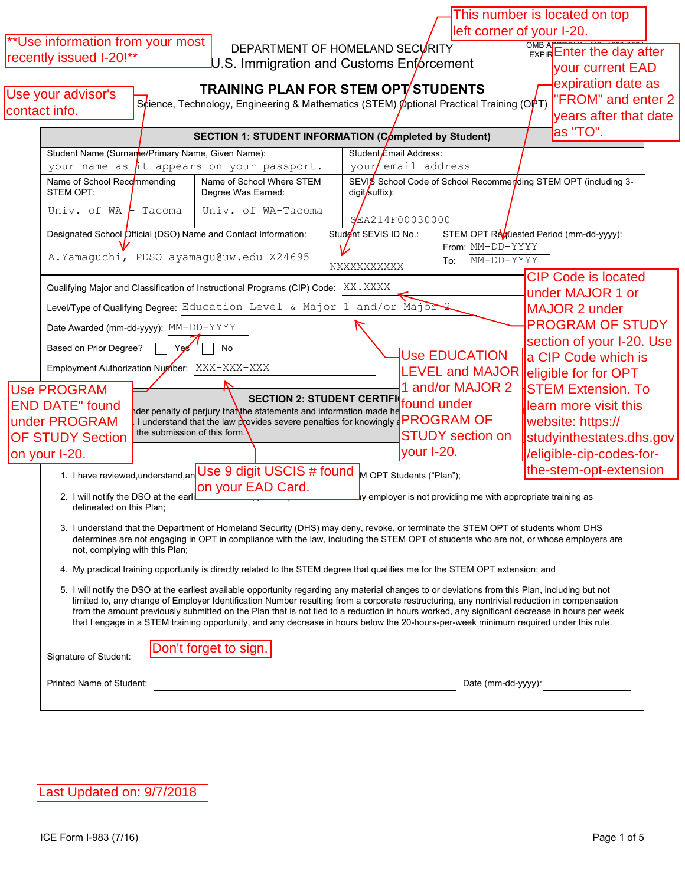**Use information from your most recently issued I-20!**

DEPARTMENT OF HOMELAND SECURITY
U.S. Immigration and Customs Enforcement

OMB APPROVAL NO. 1653-0054
EXPIR...

# TRAINING PLAN FOR STEM OPT STUDENTS

Science, Technology, Engineering & Mathematics (STEM) Optional Practical Training (OPT)

Use your advisor's contact info.

This number is located on top left corner of your I-20.

Enter the day after your current EAD expiration date as "FROM" and enter 2 years after that date as "TO".

## SECTION 1: STUDENT INFORMATION (Completed by Student)

| | | |
|---|---|---|
| Student Name (Surname/Primary Name, Given Name): your name as it appears on your passport. | | Student Email Address: your email address |
| Name of School Recommending STEM OPT: Univ. of WA - Tacoma | Name of School Where STEM Degree Was Earned: Univ. of WA-Tacoma | SEVIS School Code of School Recommending STEM OPT (including 3-digit suffix): SEA214F00030000 |
| Designated School Official (DSO) Name and Contact Information: A.Yamaguchi, PDSO ayamagu@uw.edu X24695 | Student SEVIS ID No.: NXXXXXXXXXX | STEM OPT Requested Period (mm-dd-yyyy): From: MM-DD-YYYY To: MM-DD-YYYY |

Qualifying Major and Classification of Instructional Programs (CIP) Code: XX.XXXX

Level/Type of Qualifying Degree: Education Level & Major 1 and/or Major 2

Date Awarded (mm-dd-yyyy): MM-DD-YYYY

Based on Prior Degree? ☐ Yes ☐ No

Employment Authorization Number: XXX-XXX-XXX

CIP Code is located under MAJOR 1 or MAJOR 2 under PROGRAM OF STUDY section of your I-20. Use a CIP Code which is eligible for for OPT STEM Extension. To learn more visit this website: https://studyinthestates.dhs.gov/eligible-cip-codes-for-the-stem-opt-extension

Use EDUCATION LEVEL and MAJOR 1 and/or MAJOR 2 found under PROGRAM OF STUDY section on your I-20.

Use PROGRAM END DATE" found under PROGRAM OF STUDY Section on your I-20.

Use 9 digit USCIS # found on your EAD Card.

## SECTION 2: STUDENT CERTIFI...

...nder penalty of perjury that the statements and information made he... I understand that the law provides severe penalties for knowingly a... the submission of this form.

1. I have reviewed,understand,an... ...M OPT Students ("Plan");
2. I will notify the DSO at the earli... ...y employer is not providing me with appropriate training as delineated on this Plan;
3. I understand that the Department of Homeland Security (DHS) may deny, revoke, or terminate the STEM OPT of students whom DHS determines are not engaging in OPT in compliance with the law, including the STEM OPT of students who are not, or whose employers are not, complying with this Plan;
4. My practical training opportunity is directly related to the STEM degree that qualifies me for the STEM OPT extension; and
5. I will notify the DSO at the earliest available opportunity regarding any material changes to or deviations from this Plan, including but not limited to, any change of Employer Identification Number resulting from a corporate restructuring, any nontrivial reduction in compensation from the amount previously submitted on the Plan that is not tied to a reduction in hours worked, any significant decrease in hours per week that I engage in a STEM training opportunity, and any decrease in hours below the 20-hours-per-week minimum required under this rule.

Signature of Student: Don't forget to sign. ______________________

Printed Name of Student: ______________________ Date (mm-dd-yyyy): ______________

Last Updated on: 9/7/2018

ICE Form I-983 (7/16)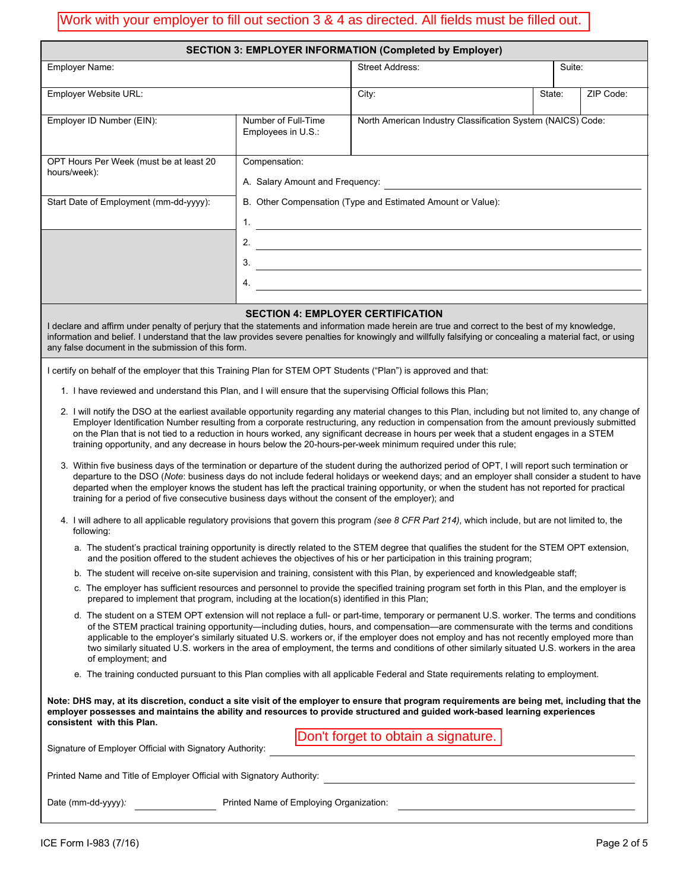Work with your employer to fill out section 3 & 4 as directed. All fields must be filled out.

## SECTION 3: EMPLOYER INFORMATION (Completed by Employer)

| Field | Field | Field |
| --- | --- | --- |
| Employer Name: | Street Address: | Suite: |
| Employer Website URL: | City: | State: / ZIP Code: |
| Employer ID Number (EIN): | Number of Full-Time Employees in U.S.: | North American Industry Classification System (NAICS) Code: |

OPT Hours Per Week (must be at least 20 hours/week):

Start Date of Employment (mm-dd-yyyy):

Compensation:

A. Salary Amount and Frequency: ______________________________

B. Other Compensation (Type and Estimated Amount or Value):

1. ______________________________
2. ______________________________
3. ______________________________
4. ______________________________

## SECTION 4: EMPLOYER CERTIFICATION

I declare and affirm under penalty of perjury that the statements and information made herein are true and correct to the best of my knowledge, information and belief. I understand that the law provides severe penalties for knowingly and willfully falsifying or concealing a material fact, or using any false document in the submission of this form.

I certify on behalf of the employer that this Training Plan for STEM OPT Students ("Plan") is approved and that:

1. I have reviewed and understand this Plan, and I will ensure that the supervising Official follows this Plan;
2. I will notify the DSO at the earliest available opportunity regarding any material changes to this Plan, including but not limited to, any change of Employer Identification Number resulting from a corporate restructuring, any reduction in compensation from the amount previously submitted on the Plan that is not tied to a reduction in hours worked, any significant decrease in hours per week that a student engages in a STEM training opportunity, and any decrease in hours below the 20-hours-per-week minimum required under this rule;
3. Within five business days of the termination or departure of the student during the authorized period of OPT, I will report such termination or departure to the DSO (*Note*: business days do not include federal holidays or weekend days; and an employer shall consider a student to have departed when the employer knows the student has left the practical training opportunity, or when the student has not reported for practical training for a period of five consecutive business days without the consent of the employer); and
4. I will adhere to all applicable regulatory provisions that govern this program *(see 8 CFR Part 214)*, which include, but are not limited to, the following:
   a. The student's practical training opportunity is directly related to the STEM degree that qualifies the student for the STEM OPT extension, and the position offered to the student achieves the objectives of his or her participation in this training program;
   b. The student will receive on-site supervision and training, consistent with this Plan, by experienced and knowledgeable staff;
   c. The employer has sufficient resources and personnel to provide the specified training program set forth in this Plan, and the employer is prepared to implement that program, including at the location(s) identified in this Plan;
   d. The student on a STEM OPT extension will not replace a full- or part-time, temporary or permanent U.S. worker. The terms and conditions of the STEM practical training opportunity—including duties, hours, and compensation—are commensurate with the terms and conditions applicable to the employer's similarly situated U.S. workers or, if the employer does not employ and has not recently employed more than two similarly situated U.S. workers in the area of employment, the terms and conditions of other similarly situated U.S. workers in the area of employment; and
   e. The training conducted pursuant to this Plan complies with all applicable Federal and State requirements relating to employment.

**Note: DHS may, at its discretion, conduct a site visit of the employer to ensure that program requirements are being met, including that the employer possesses and maintains the ability and resources to provide structured and guided work-based learning experiences consistent with this Plan.**

Don't forget to obtain a signature.

Signature of Employer Official with Signatory Authority: ______________________________

Printed Name and Title of Employer Official with Signatory Authority: ______________________________

Date (mm-dd-yyyy): ______________ Printed Name of Employing Organization: ______________________________

ICE Form I-983 (7/16)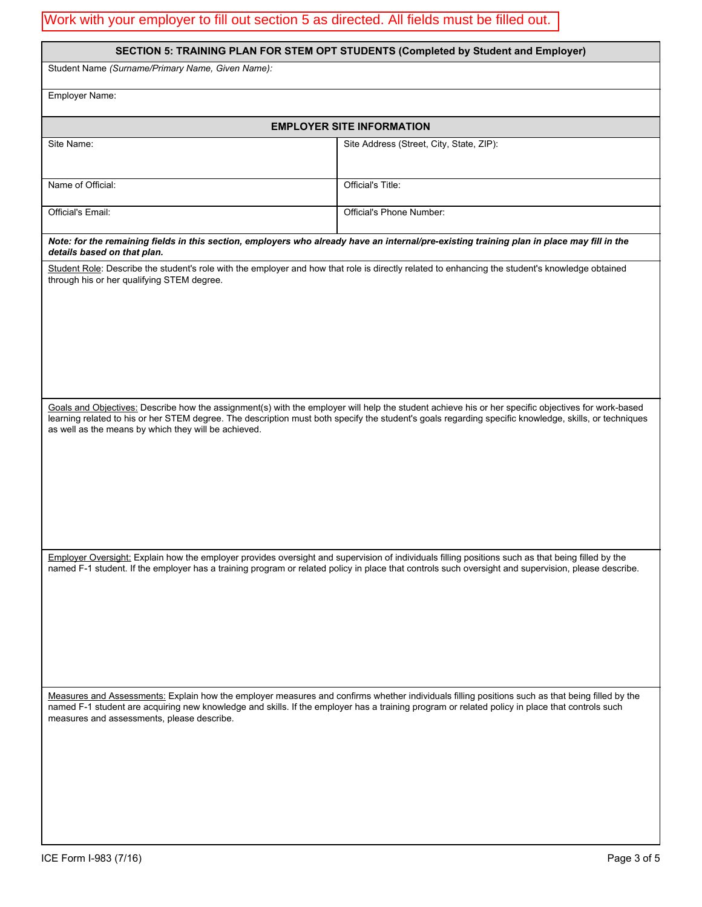Work with your employer to fill out section 5 as directed. All fields must be filled out.

## SECTION 5: TRAINING PLAN FOR STEM OPT STUDENTS (Completed by Student and Employer)

Student Name *(Surname/Primary Name, Given Name)*:

Employer Name:

### EMPLOYER SITE INFORMATION

| Site Name: | Site Address (Street, City, State, ZIP): |
| --- | --- |
| Name of Official: | Official's Title: |
| Official's Email: | Official's Phone Number: |

***Note: for the remaining fields in this section, employers who already have an internal/pre-existing training plan in place may fill in the details based on that plan.***

<u>Student Role</u>: Describe the student's role with the employer and how that role is directly related to enhancing the student's knowledge obtained through his or her qualifying STEM degree.

<u>Goals and Objectives:</u> Describe how the assignment(s) with the employer will help the student achieve his or her specific objectives for work-based learning related to his or her STEM degree. The description must both specify the student's goals regarding specific knowledge, skills, or techniques as well as the means by which they will be achieved.

<u>Employer Oversight:</u> Explain how the employer provides oversight and supervision of individuals filling positions such as that being filled by the named F-1 student. If the employer has a training program or related policy in place that controls such oversight and supervision, please describe.

<u>Measures and Assessments:</u> Explain how the employer measures and confirms whether individuals filling positions such as that being filled by the named F-1 student are acquiring new knowledge and skills. If the employer has a training program or related policy in place that controls such measures and assessments, please describe.

ICE Form I-983 (7/16)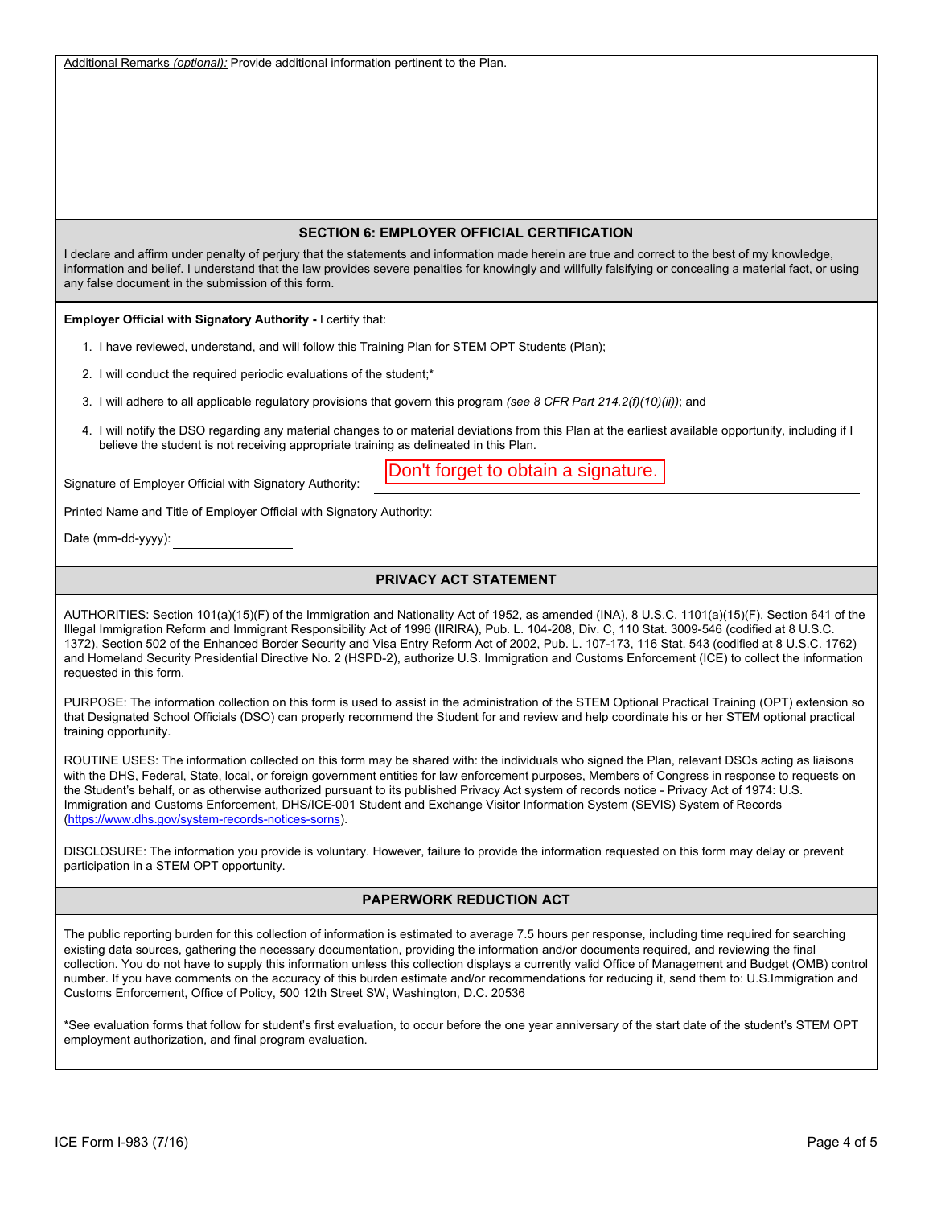Additional Remarks *(optional):* Provide additional information pertinent to the Plan.

## SECTION 6: EMPLOYER OFFICIAL CERTIFICATION

I declare and affirm under penalty of perjury that the statements and information made herein are true and correct to the best of my knowledge, information and belief. I understand that the law provides severe penalties for knowingly and willfully falsifying or concealing a material fact, or using any false document in the submission of this form.

**Employer Official with Signatory Authority -** I certify that:

1. I have reviewed, understand, and will follow this Training Plan for STEM OPT Students (Plan);
2. I will conduct the required periodic evaluations of the student;*
3. I will adhere to all applicable regulatory provisions that govern this program *(see 8 CFR Part 214.2(f)(10)(ii))*; and
4. I will notify the DSO regarding any material changes to or material deviations from this Plan at the earliest available opportunity, including if I believe the student is not receiving appropriate training as delineated in this Plan.

Signature of Employer Official with Signatory Authority: Don't forget to obtain a signature. ______________________

Printed Name and Title of Employer Official with Signatory Authority: ______________________

Date (mm-dd-yyyy): ____________

## PRIVACY ACT STATEMENT

AUTHORITIES: Section 101(a)(15)(F) of the Immigration and Nationality Act of 1952, as amended (INA), 8 U.S.C. 1101(a)(15)(F), Section 641 of the Illegal Immigration Reform and Immigrant Responsibility Act of 1996 (IIRIRA), Pub. L. 104-208, Div. C, 110 Stat. 3009-546 (codified at 8 U.S.C. 1372), Section 502 of the Enhanced Border Security and Visa Entry Reform Act of 2002, Pub. L. 107-173, 116 Stat. 543 (codified at 8 U.S.C. 1762) and Homeland Security Presidential Directive No. 2 (HSPD-2), authorize U.S. Immigration and Customs Enforcement (ICE) to collect the information requested in this form.

PURPOSE: The information collection on this form is used to assist in the administration of the STEM Optional Practical Training (OPT) extension so that Designated School Officials (DSO) can properly recommend the Student for and review and help coordinate his or her STEM optional practical training opportunity.

ROUTINE USES: The information collected on this form may be shared with: the individuals who signed the Plan, relevant DSOs acting as liaisons with the DHS, Federal, State, local, or foreign government entities for law enforcement purposes, Members of Congress in response to requests on the Student's behalf, or as otherwise authorized pursuant to its published Privacy Act system of records notice - Privacy Act of 1974: U.S. Immigration and Customs Enforcement, DHS/ICE-001 Student and Exchange Visitor Information System (SEVIS) System of Records (https://www.dhs.gov/system-records-notices-sorns).

DISCLOSURE: The information you provide is voluntary. However, failure to provide the information requested on this form may delay or prevent participation in a STEM OPT opportunity.

## PAPERWORK REDUCTION ACT

The public reporting burden for this collection of information is estimated to average 7.5 hours per response, including time required for searching existing data sources, gathering the necessary documentation, providing the information and/or documents required, and reviewing the final collection. You do not have to supply this information unless this collection displays a currently valid Office of Management and Budget (OMB) control number. If you have comments on the accuracy of this burden estimate and/or recommendations for reducing it, send them to: U.S.Immigration and Customs Enforcement, Office of Policy, 500 12th Street SW, Washington, D.C. 20536

*See evaluation forms that follow for student's first evaluation, to occur before the one year anniversary of the start date of the student's STEM OPT employment authorization, and final program evaluation.

ICE Form I-983 (7/16)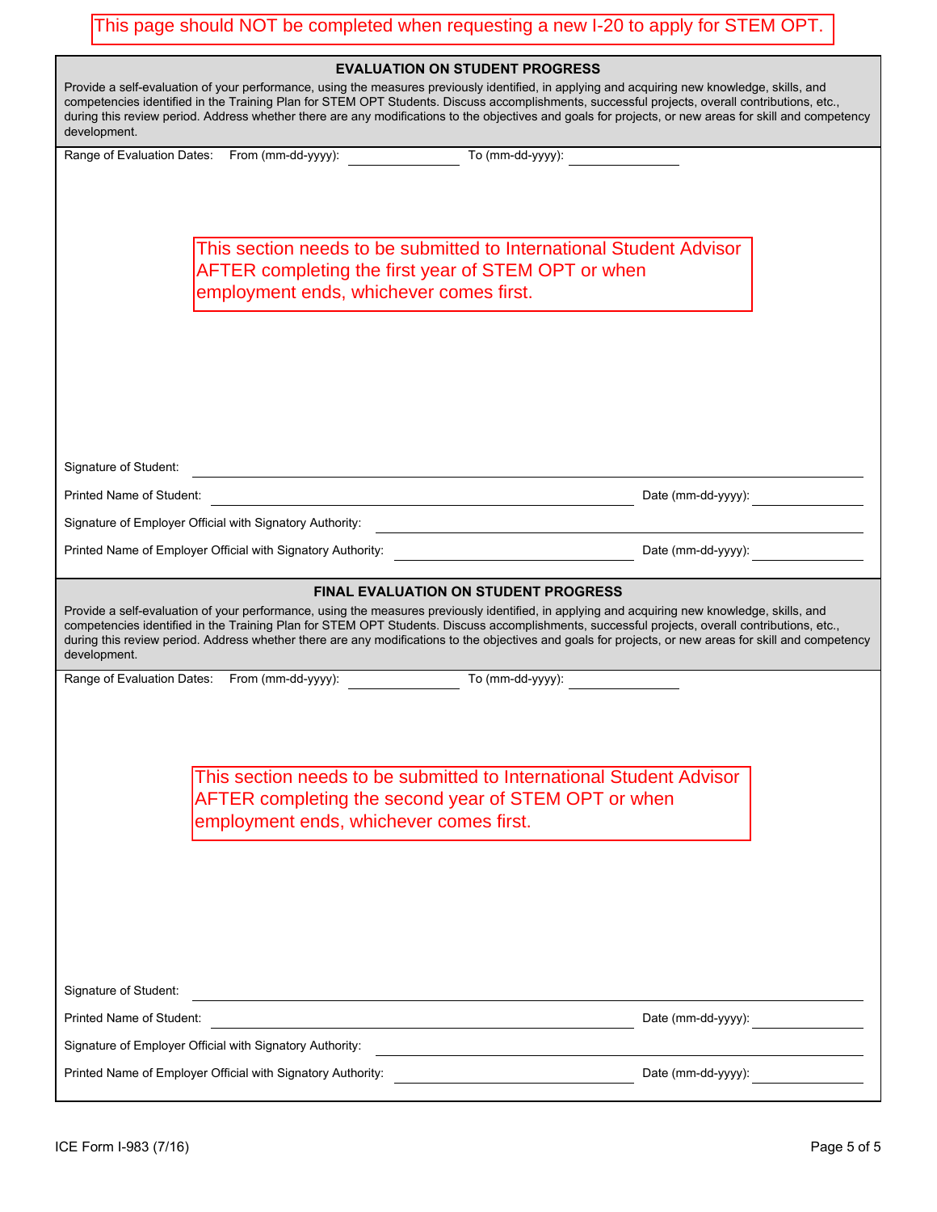This page should NOT be completed when requesting a new I-20 to apply for STEM OPT.

## EVALUATION ON STUDENT PROGRESS

Provide a self-evaluation of your performance, using the measures previously identified, in applying and acquiring new knowledge, skills, and competencies identified in the Training Plan for STEM OPT Students. Discuss accomplishments, successful projects, overall contributions, etc., during this review period. Address whether there are any modifications to the objectives and goals for projects, or new areas for skill and competency development.

Range of Evaluation Dates: From (mm-dd-yyyy): ____________ To (mm-dd-yyyy): ____________

This section needs to be submitted to International Student Advisor AFTER completing the first year of STEM OPT or when employment ends, whichever comes first.

Signature of Student: ______________________________

Printed Name of Student: ______________________________ Date (mm-dd-yyyy): ____________

Signature of Employer Official with Signatory Authority: ______________________________

Printed Name of Employer Official with Signatory Authority: ______________________________ Date (mm-dd-yyyy): ____________

## FINAL EVALUATION ON STUDENT PROGRESS

Provide a self-evaluation of your performance, using the measures previously identified, in applying and acquiring new knowledge, skills, and competencies identified in the Training Plan for STEM OPT Students. Discuss accomplishments, successful projects, overall contributions, etc., during this review period. Address whether there are any modifications to the objectives and goals for projects, or new areas for skill and competency development.

Range of Evaluation Dates: From (mm-dd-yyyy): ____________ To (mm-dd-yyyy): ____________

This section needs to be submitted to International Student Advisor AFTER completing the second year of STEM OPT or when employment ends, whichever comes first.

Signature of Student: ______________________________

Printed Name of Student: ______________________________ Date (mm-dd-yyyy): ____________

Signature of Employer Official with Signatory Authority: ______________________________

Printed Name of Employer Official with Signatory Authority: ______________________________ Date (mm-dd-yyyy): ____________

ICE Form I-983 (7/16)